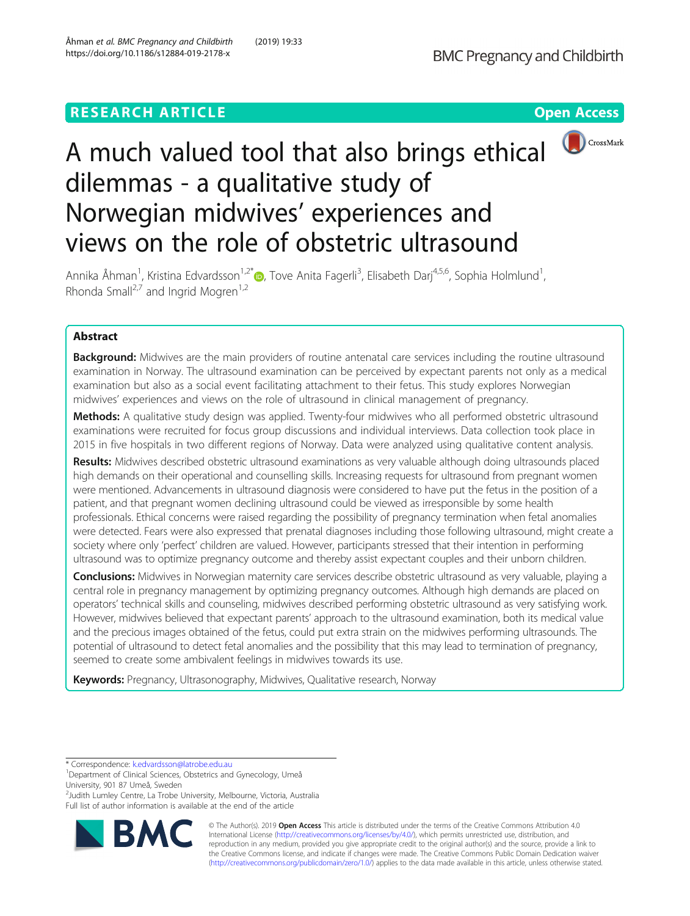RESEARCH ARTICLE

Open Access

# A much valued tool that also brings ethical dilemmas - a qualitative study of Norwegian midwives' experiences and views on the role of obstetric ultrasound

Annika Åhman[1], Kristina Edvardsson[1,2*], Tove Anita Fagerli[3], Elisabeth Darj[4,5,6], Sophia Holmlund[1], Rhonda Small[2,7] and Ingrid Mogren[1,2]

## Abstract

**Background:** Midwives are the main providers of routine antenatal care services including the routine ultrasound examination in Norway. The ultrasound examination can be perceived by expectant parents not only as a medical examination but also as a social event facilitating attachment to their fetus. This study explores Norwegian midwives' experiences and views on the role of ultrasound in clinical management of pregnancy.

**Methods:** A qualitative study design was applied. Twenty-four midwives who all performed obstetric ultrasound examinations were recruited for focus group discussions and individual interviews. Data collection took place in 2015 in five hospitals in two different regions of Norway. Data were analyzed using qualitative content analysis.

**Results:** Midwives described obstetric ultrasound examinations as very valuable although doing ultrasounds placed high demands on their operational and counselling skills. Increasing requests for ultrasound from pregnant women were mentioned. Advancements in ultrasound diagnosis were considered to have put the fetus in the position of a patient, and that pregnant women declining ultrasound could be viewed as irresponsible by some health professionals. Ethical concerns were raised regarding the possibility of pregnancy termination when fetal anomalies were detected. Fears were also expressed that prenatal diagnoses including those following ultrasound, might create a society where only 'perfect' children are valued. However, participants stressed that their intention in performing ultrasound was to optimize pregnancy outcome and thereby assist expectant couples and their unborn children.

**Conclusions:** Midwives in Norwegian maternity care services describe obstetric ultrasound as very valuable, playing a central role in pregnancy management by optimizing pregnancy outcomes. Although high demands are placed on operators' technical skills and counseling, midwives described performing obstetric ultrasound as very satisfying work. However, midwives believed that expectant parents' approach to the ultrasound examination, both its medical value and the precious images obtained of the fetus, could put extra strain on the midwives performing ultrasounds. The potential of ultrasound to detect fetal anomalies and the possibility that this may lead to termination of pregnancy, seemed to create some ambivalent feelings in midwives towards its use.

**Keywords:** Pregnancy, Ultrasonography, Midwives, Qualitative research, Norway

---

* Correspondence: k.edvardsson@latrobe.edu.au
[1]Department of Clinical Sciences, Obstetrics and Gynecology, Umeå University, 901 87 Umeå, Sweden
[2]Judith Lumley Centre, La Trobe University, Melbourne, Victoria, Australia
Full list of author information is available at the end of the article

© The Author(s). 2019 **Open Access** This article is distributed under the terms of the Creative Commons Attribution 4.0 International License (http://creativecommons.org/licenses/by/4.0/), which permits unrestricted use, distribution, and reproduction in any medium, provided you give appropriate credit to the original author(s) and the source, provide a link to the Creative Commons license, and indicate if changes were made. The Creative Commons Public Domain Dedication waiver (http://creativecommons.org/publicdomain/zero/1.0/) applies to the data made available in this article, unless otherwise stated.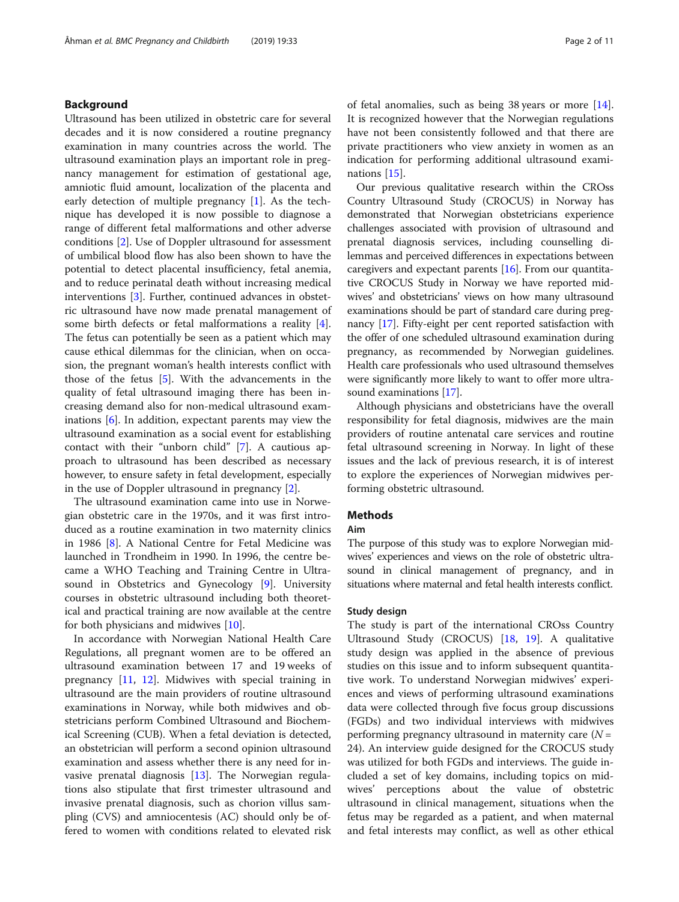## Background

Ultrasound has been utilized in obstetric care for several decades and it is now considered a routine pregnancy examination in many countries across the world. The ultrasound examination plays an important role in pregnancy management for estimation of gestational age, amniotic fluid amount, localization of the placenta and early detection of multiple pregnancy [1]. As the technique has developed it is now possible to diagnose a range of different fetal malformations and other adverse conditions [2]. Use of Doppler ultrasound for assessment of umbilical blood flow has also been shown to have the potential to detect placental insufficiency, fetal anemia, and to reduce perinatal death without increasing medical interventions [3]. Further, continued advances in obstetric ultrasound have now made prenatal management of some birth defects or fetal malformations a reality [4]. The fetus can potentially be seen as a patient which may cause ethical dilemmas for the clinician, when on occasion, the pregnant woman's health interests conflict with those of the fetus [5]. With the advancements in the quality of fetal ultrasound imaging there has been increasing demand also for non-medical ultrasound examinations [6]. In addition, expectant parents may view the ultrasound examination as a social event for establishing contact with their "unborn child" [7]. A cautious approach to ultrasound has been described as necessary however, to ensure safety in fetal development, especially in the use of Doppler ultrasound in pregnancy [2].

The ultrasound examination came into use in Norwegian obstetric care in the 1970s, and it was first introduced as a routine examination in two maternity clinics in 1986 [8]. A National Centre for Fetal Medicine was launched in Trondheim in 1990. In 1996, the centre became a WHO Teaching and Training Centre in Ultrasound in Obstetrics and Gynecology [9]. University courses in obstetric ultrasound including both theoretical and practical training are now available at the centre for both physicians and midwives [10].

In accordance with Norwegian National Health Care Regulations, all pregnant women are to be offered an ultrasound examination between 17 and 19 weeks of pregnancy [11, 12]. Midwives with special training in ultrasound are the main providers of routine ultrasound examinations in Norway, while both midwives and obstetricians perform Combined Ultrasound and Biochemical Screening (CUB). When a fetal deviation is detected, an obstetrician will perform a second opinion ultrasound examination and assess whether there is any need for invasive prenatal diagnosis [13]. The Norwegian regulations also stipulate that first trimester ultrasound and invasive prenatal diagnosis, such as chorion villus sampling (CVS) and amniocentesis (AC) should only be offered to women with conditions related to elevated risk of fetal anomalies, such as being 38 years or more [14]. It is recognized however that the Norwegian regulations have not been consistently followed and that there are private practitioners who view anxiety in women as an indication for performing additional ultrasound examinations [15].

Our previous qualitative research within the CROss Country Ultrasound Study (CROCUS) in Norway has demonstrated that Norwegian obstetricians experience challenges associated with provision of ultrasound and prenatal diagnosis services, including counselling dilemmas and perceived differences in expectations between caregivers and expectant parents [16]. From our quantitative CROCUS Study in Norway we have reported midwives' and obstetricians' views on how many ultrasound examinations should be part of standard care during pregnancy [17]. Fifty-eight per cent reported satisfaction with the offer of one scheduled ultrasound examination during pregnancy, as recommended by Norwegian guidelines. Health care professionals who used ultrasound themselves were significantly more likely to want to offer more ultrasound examinations [17].

Although physicians and obstetricians have the overall responsibility for fetal diagnosis, midwives are the main providers of routine antenatal care services and routine fetal ultrasound screening in Norway. In light of these issues and the lack of previous research, it is of interest to explore the experiences of Norwegian midwives performing obstetric ultrasound.

## Methods

### Aim

The purpose of this study was to explore Norwegian midwives' experiences and views on the role of obstetric ultrasound in clinical management of pregnancy, and in situations where maternal and fetal health interests conflict.

### Study design

The study is part of the international CROss Country Ultrasound Study (CROCUS) [18, 19]. A qualitative study design was applied in the absence of previous studies on this issue and to inform subsequent quantitative work. To understand Norwegian midwives' experiences and views of performing ultrasound examinations data were collected through five focus group discussions (FGDs) and two individual interviews with midwives performing pregnancy ultrasound in maternity care ($N = 24$). An interview guide designed for the CROCUS study was utilized for both FGDs and interviews. The guide included a set of key domains, including topics on midwives' perceptions about the value of obstetric ultrasound in clinical management, situations when the fetus may be regarded as a patient, and when maternal and fetal interests may conflict, as well as other ethical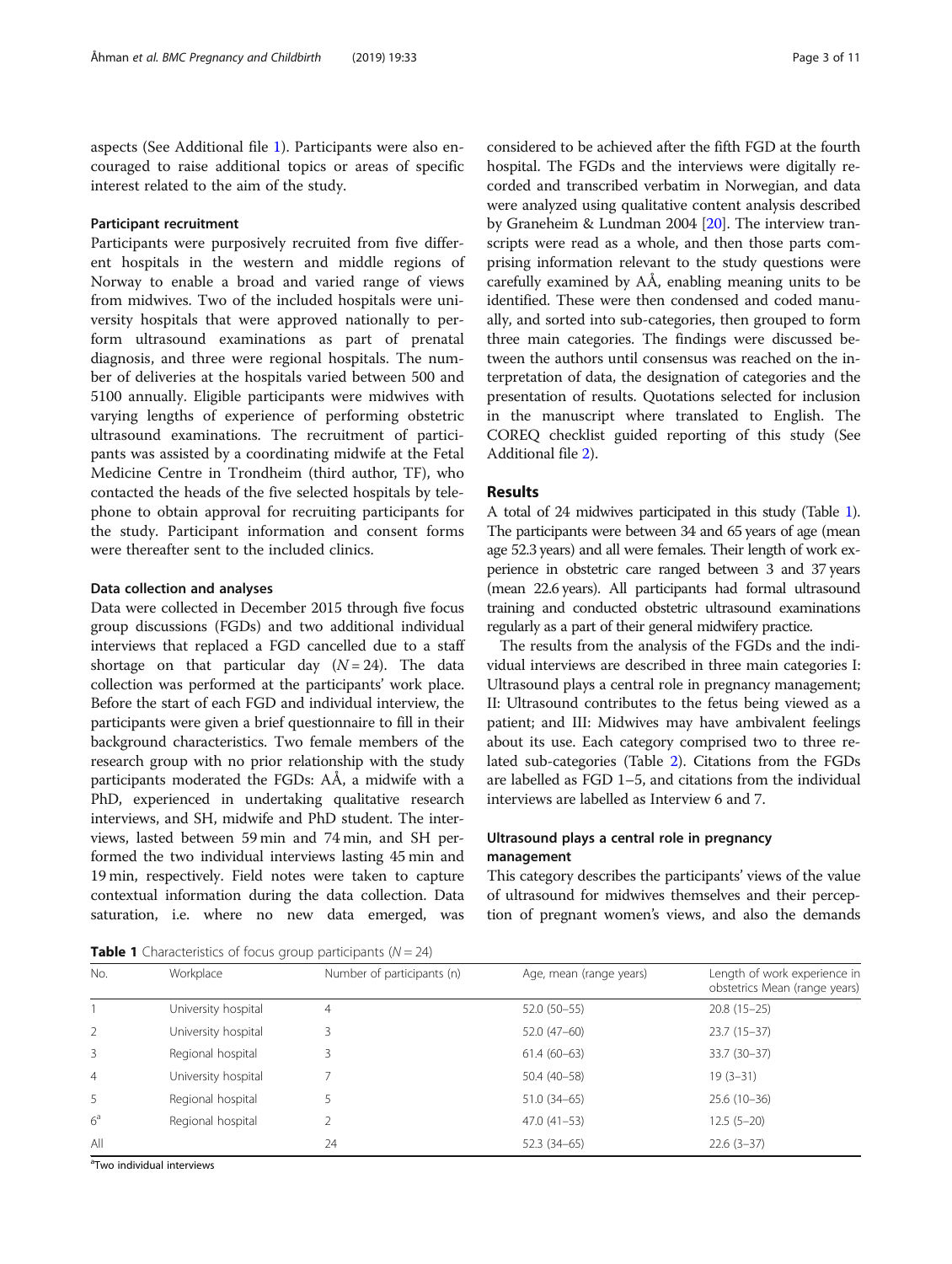aspects (See Additional file 1). Participants were also encouraged to raise additional topics or areas of specific interest related to the aim of the study.

#### Participant recruitment

Participants were purposively recruited from five different hospitals in the western and middle regions of Norway to enable a broad and varied range of views from midwives. Two of the included hospitals were university hospitals that were approved nationally to perform ultrasound examinations as part of prenatal diagnosis, and three were regional hospitals. The number of deliveries at the hospitals varied between 500 and 5100 annually. Eligible participants were midwives with varying lengths of experience of performing obstetric ultrasound examinations. The recruitment of participants was assisted by a coordinating midwife at the Fetal Medicine Centre in Trondheim (third author, TF), who contacted the heads of the five selected hospitals by telephone to obtain approval for recruiting participants for the study. Participant information and consent forms were thereafter sent to the included clinics.

#### Data collection and analyses

Data were collected in December 2015 through five focus group discussions (FGDs) and two additional individual interviews that replaced a FGD cancelled due to a staff shortage on that particular day ($N = 24$). The data collection was performed at the participants' work place. Before the start of each FGD and individual interview, the participants were given a brief questionnaire to fill in their background characteristics. Two female members of the research group with no prior relationship with the study participants moderated the FGDs: AÅ, a midwife with a PhD, experienced in undertaking qualitative research interviews, and SH, midwife and PhD student. The interviews, lasted between 59 min and 74 min, and SH performed the two individual interviews lasting 45 min and 19 min, respectively. Field notes were taken to capture contextual information during the data collection. Data saturation, i.e. where no new data emerged, was considered to be achieved after the fifth FGD at the fourth hospital. The FGDs and the interviews were digitally recorded and transcribed verbatim in Norwegian, and data were analyzed using qualitative content analysis described by Graneheim & Lundman 2004 [20]. The interview transcripts were read as a whole, and then those parts comprising information relevant to the study questions were carefully examined by AÅ, enabling meaning units to be identified. These were then condensed and coded manually, and sorted into sub-categories, then grouped to form three main categories. The findings were discussed between the authors until consensus was reached on the interpretation of data, the designation of categories and the presentation of results. Quotations selected for inclusion in the manuscript where translated to English. The COREQ checklist guided reporting of this study (See Additional file 2).

## Results

A total of 24 midwives participated in this study (Table 1). The participants were between 34 and 65 years of age (mean age 52.3 years) and all were females. Their length of work experience in obstetric care ranged between 3 and 37 years (mean 22.6 years). All participants had formal ultrasound training and conducted obstetric ultrasound examinations regularly as a part of their general midwifery practice.

The results from the analysis of the FGDs and the individual interviews are described in three main categories I: Ultrasound plays a central role in pregnancy management; II: Ultrasound contributes to the fetus being viewed as a patient; and III: Midwives may have ambivalent feelings about its use. Each category comprised two to three related sub-categories (Table 2). Citations from the FGDs are labelled as FGD 1–5, and citations from the individual interviews are labelled as Interview 6 and 7.

### Ultrasound plays a central role in pregnancy management

This category describes the participants' views of the value of ultrasound for midwives themselves and their perception of pregnant women's views, and also the demands

**Table 1** Characteristics of focus group participants ($N = 24$)

| No. | Workplace | Number of participants (n) | Age, mean (range years) | Length of work experience in obstetrics Mean (range years) |
|---|---|---|---|---|
| 1 | University hospital | 4 | 52.0 (50–55) | 20.8 (15–25) |
| 2 | University hospital | 3 | 52.0 (47–60) | 23.7 (15–37) |
| 3 | Regional hospital | 3 | 61.4 (60–63) | 33.7 (30–37) |
| 4 | University hospital | 7 | 50.4 (40–58) | 19 (3–31) |
| 5 | Regional hospital | 5 | 51.0 (34–65) | 25.6 (10–36) |
| 6[a] | Regional hospital | 2 | 47.0 (41–53) | 12.5 (5–20) |
| All | | 24 | 52.3 (34–65) | 22.6 (3–37) |

[a]Two individual interviews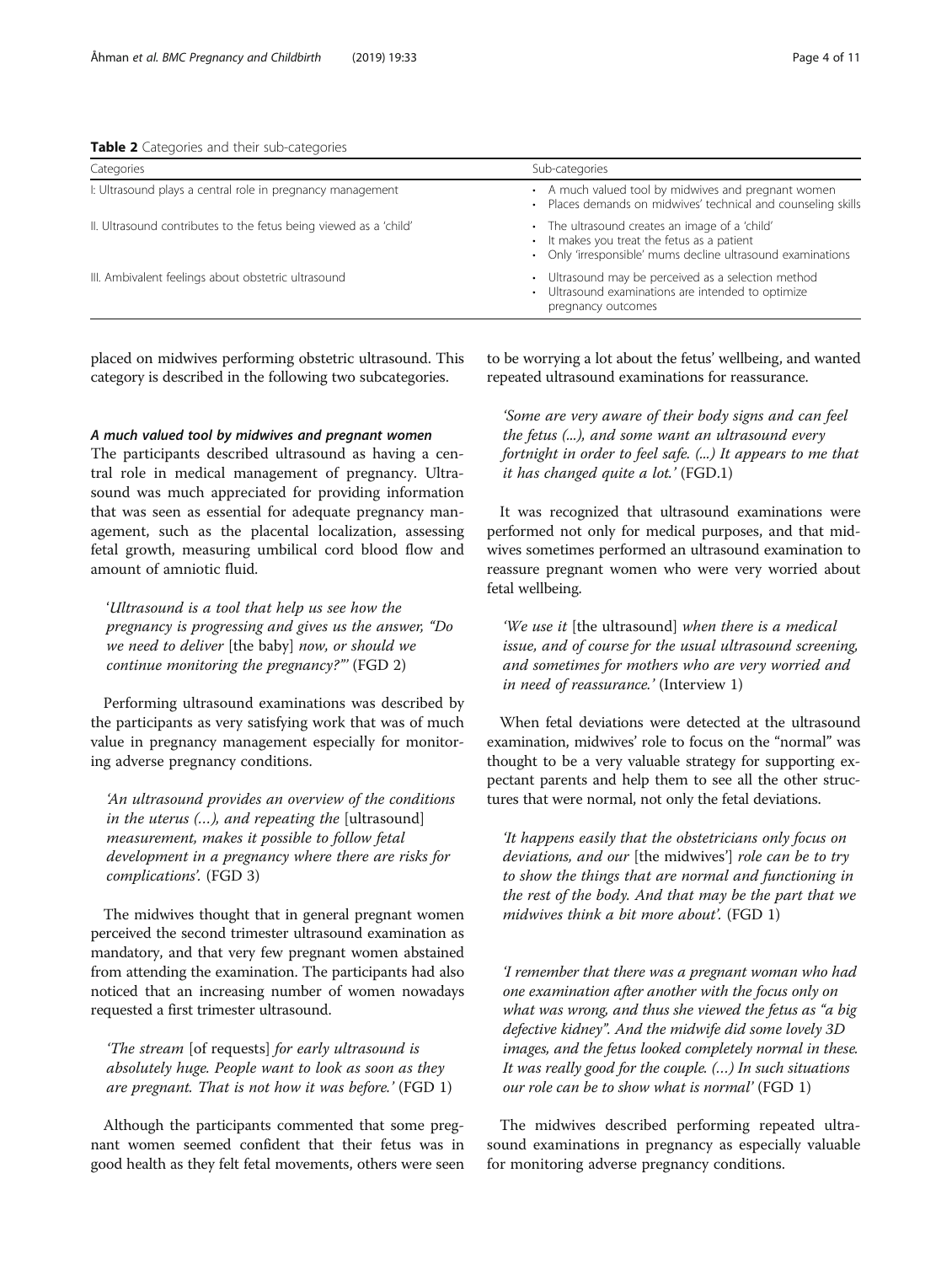**Table 2** Categories and their sub-categories

| Categories | Sub-categories |
| --- | --- |
| I: Ultrasound plays a central role in pregnancy management | • A much valued tool by midwives and pregnant women<br>• Places demands on midwives' technical and counseling skills |
| II. Ultrasound contributes to the fetus being viewed as a 'child' | • The ultrasound creates an image of a 'child'<br>• It makes you treat the fetus as a patient<br>• Only 'irresponsible' mums decline ultrasound examinations |
| III. Ambivalent feelings about obstetric ultrasound | • Ultrasound may be perceived as a selection method<br>• Ultrasound examinations are intended to optimize pregnancy outcomes |

placed on midwives performing obstetric ultrasound. This category is described in the following two subcategories.

#### A much valued tool by midwives and pregnant women

The participants described ultrasound as having a central role in medical management of pregnancy. Ultrasound was much appreciated for providing information that was seen as essential for adequate pregnancy management, such as the placental localization, assessing fetal growth, measuring umbilical cord blood flow and amount of amniotic fluid.

> '*Ultrasound is a tool that help us see how the pregnancy is progressing and gives us the answer, "Do we need to deliver* [the baby] *now, or should we continue monitoring the pregnancy?"*' (FGD 2)

Performing ultrasound examinations was described by the participants as very satisfying work that was of much value in pregnancy management especially for monitoring adverse pregnancy conditions.

> '*An ultrasound provides an overview of the conditions in the uterus (…), and repeating the* [ultrasound] *measurement, makes it possible to follow fetal development in a pregnancy where there are risks for complications*'. (FGD 3)

The midwives thought that in general pregnant women perceived the second trimester ultrasound examination as mandatory, and that very few pregnant women abstained from attending the examination. The participants had also noticed that an increasing number of women nowadays requested a first trimester ultrasound.

> '*The stream* [of requests] *for early ultrasound is absolutely huge. People want to look as soon as they are pregnant. That is not how it was before.*' (FGD 1)

Although the participants commented that some pregnant women seemed confident that their fetus was in good health as they felt fetal movements, others were seen to be worrying a lot about the fetus' wellbeing, and wanted repeated ultrasound examinations for reassurance.

> '*Some are very aware of their body signs and can feel the fetus (...), and some want an ultrasound every fortnight in order to feel safe. (...) It appears to me that it has changed quite a lot.*' (FGD.1)

It was recognized that ultrasound examinations were performed not only for medical purposes, and that midwives sometimes performed an ultrasound examination to reassure pregnant women who were very worried about fetal wellbeing.

> '*We use it* [the ultrasound] *when there is a medical issue, and of course for the usual ultrasound screening, and sometimes for mothers who are very worried and in need of reassurance.*' (Interview 1)

When fetal deviations were detected at the ultrasound examination, midwives' role to focus on the "normal" was thought to be a very valuable strategy for supporting expectant parents and help them to see all the other structures that were normal, not only the fetal deviations.

> '*It happens easily that the obstetricians only focus on deviations, and our* [the midwives'] *role can be to try to show the things that are normal and functioning in the rest of the body. And that may be the part that we midwives think a bit more about*'. (FGD 1)

> '*I remember that there was a pregnant woman who had one examination after another with the focus only on what was wrong, and thus she viewed the fetus as "a big defective kidney". And the midwife did some lovely 3D images, and the fetus looked completely normal in these. It was really good for the couple. (…) In such situations our role can be to show what is normal*' (FGD 1)

The midwives described performing repeated ultrasound examinations in pregnancy as especially valuable for monitoring adverse pregnancy conditions.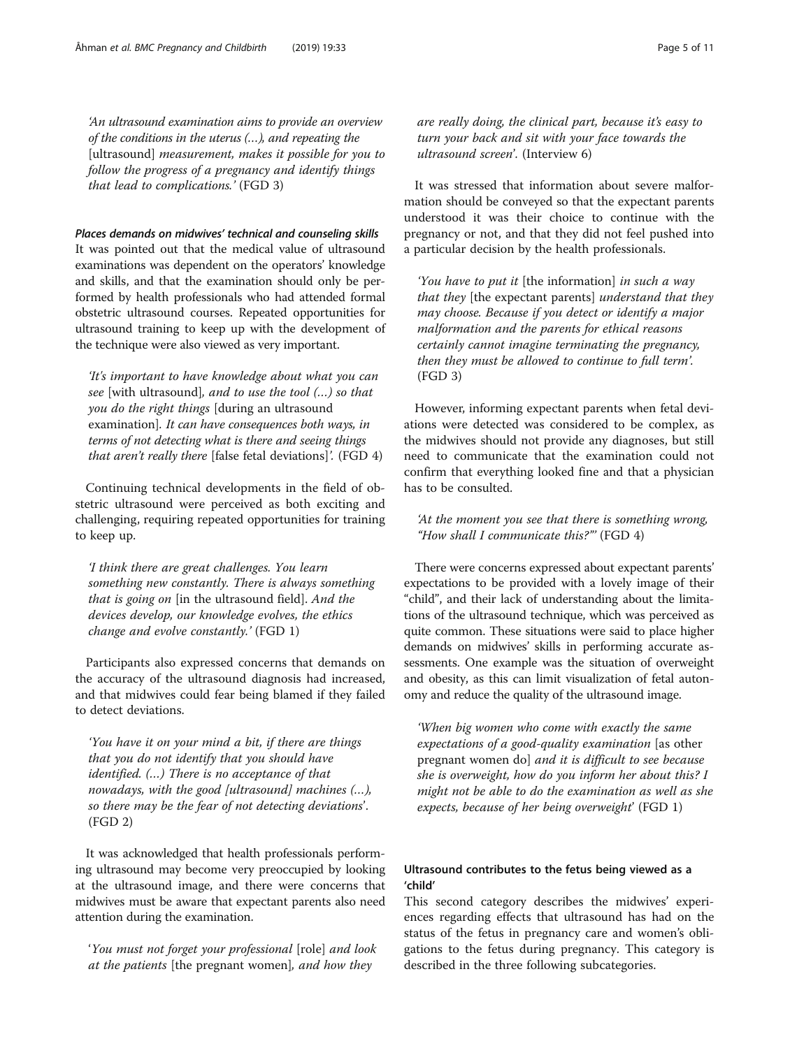*'An ultrasound examination aims to provide an overview of the conditions in the uterus (…), and repeating the* [ultrasound] *measurement, makes it possible for you to follow the progress of a pregnancy and identify things that lead to complications.'* (FGD 3)

#### *Places demands on midwives' technical and counseling skills*

It was pointed out that the medical value of ultrasound examinations was dependent on the operators' knowledge and skills, and that the examination should only be performed by health professionals who had attended formal obstetric ultrasound courses. Repeated opportunities for ultrasound training to keep up with the development of the technique were also viewed as very important.

> *'It's important to have knowledge about what you can see* [with ultrasound]*, and to use the tool (…) so that you do the right things* [during an ultrasound examination]*. It can have consequences both ways, in terms of not detecting what is there and seeing things that aren't really there* [false fetal deviations]*'.* (FGD 4)

Continuing technical developments in the field of obstetric ultrasound were perceived as both exciting and challenging, requiring repeated opportunities for training to keep up.

> *'I think there are great challenges. You learn something new constantly. There is always something that is going on* [in the ultrasound field]*. And the devices develop, our knowledge evolves, the ethics change and evolve constantly.'* (FGD 1)

Participants also expressed concerns that demands on the accuracy of the ultrasound diagnosis had increased, and that midwives could fear being blamed if they failed to detect deviations.

> *'You have it on your mind a bit, if there are things that you do not identify that you should have identified. (…) There is no acceptance of that nowadays, with the good [ultrasound] machines (…), so there may be the fear of not detecting deviations'.* (FGD 2)

It was acknowledged that health professionals performing ultrasound may become very preoccupied by looking at the ultrasound image, and there were concerns that midwives must be aware that expectant parents also need attention during the examination.

> '*You must not forget your professional* [role] *and look at the patients* [the pregnant women]*, and how they are really doing, the clinical part, because it's easy to turn your back and sit with your face towards the ultrasound screen*'. (Interview 6)

It was stressed that information about severe malformation should be conveyed so that the expectant parents understood it was their choice to continue with the pregnancy or not, and that they did not feel pushed into a particular decision by the health professionals.

> *'You have to put it* [the information] *in such a way that they* [the expectant parents] *understand that they may choose. Because if you detect or identify a major malformation and the parents for ethical reasons certainly cannot imagine terminating the pregnancy, then they must be allowed to continue to full term'.* (FGD 3)

However, informing expectant parents when fetal deviations were detected was considered to be complex, as the midwives should not provide any diagnoses, but still need to communicate that the examination could not confirm that everything looked fine and that a physician has to be consulted.

> *'At the moment you see that there is something wrong, "How shall I communicate this?"'* (FGD 4)

There were concerns expressed about expectant parents' expectations to be provided with a lovely image of their "child", and their lack of understanding about the limitations of the ultrasound technique, which was perceived as quite common. These situations were said to place higher demands on midwives' skills in performing accurate assessments. One example was the situation of overweight and obesity, as this can limit visualization of fetal autonomy and reduce the quality of the ultrasound image.

> *'When big women who come with exactly the same expectations of a good-quality examination* [as other pregnant women do] *and it is difficult to see because she is overweight, how do you inform her about this? I might not be able to do the examination as well as she expects, because of her being overweight*' (FGD 1)

### Ultrasound contributes to the fetus being viewed as a 'child'

This second category describes the midwives' experiences regarding effects that ultrasound has had on the status of the fetus in pregnancy care and women's obligations to the fetus during pregnancy. This category is described in the three following subcategories.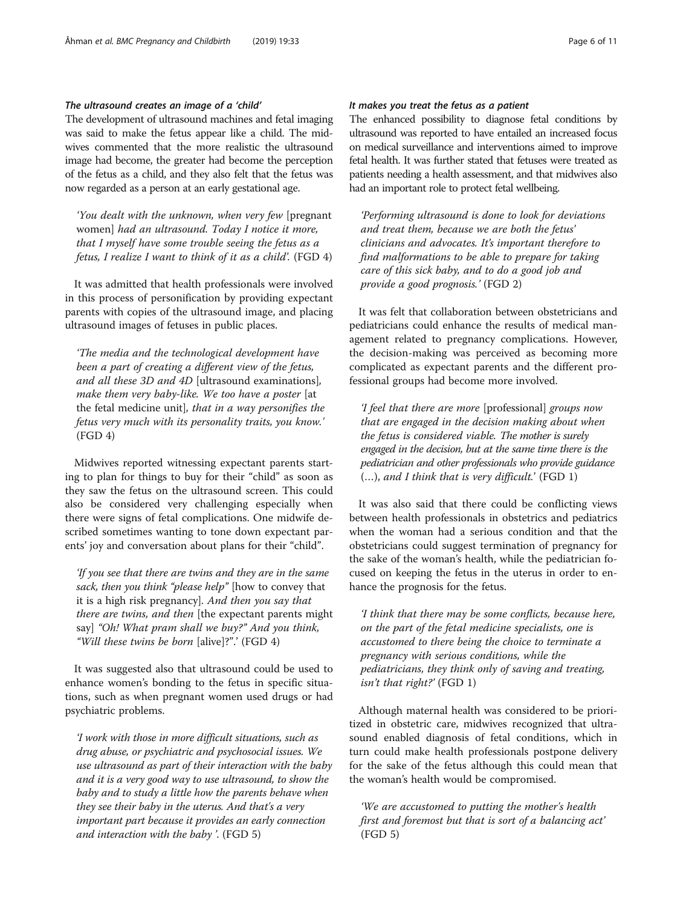#### *The ultrasound creates an image of a 'child'*

The development of ultrasound machines and fetal imaging was said to make the fetus appear like a child. The midwives commented that the more realistic the ultrasound image had become, the greater had become the perception of the fetus as a child, and they also felt that the fetus was now regarded as a person at an early gestational age.

> 'You dealt with the unknown, when very few [pregnant women] *had an ultrasound. Today I notice it more, that I myself have some trouble seeing the fetus as a fetus, I realize I want to think of it as a child'.* (FGD 4)

It was admitted that health professionals were involved in this process of personification by providing expectant parents with copies of the ultrasound image, and placing ultrasound images of fetuses in public places.

> *'The media and the technological development have been a part of creating a different view of the fetus, and all these 3D and 4D* [ultrasound examinations], *make them very baby-like. We too have a poster* [at the fetal medicine unit], *that in a way personifies the fetus very much with its personality traits, you know.'* (FGD 4)

Midwives reported witnessing expectant parents starting to plan for things to buy for their "child" as soon as they saw the fetus on the ultrasound screen. This could also be considered very challenging especially when there were signs of fetal complications. One midwife described sometimes wanting to tone down expectant parents' joy and conversation about plans for their "child".

> *'If you see that there are twins and they are in the same sack, then you think "please help"* [how to convey that it is a high risk pregnancy]. *And then you say that there are twins, and then* [the expectant parents might say] *"Oh! What pram shall we buy?" And you think, "Will these twins be born* [alive]?".' (FGD 4)

It was suggested also that ultrasound could be used to enhance women's bonding to the fetus in specific situations, such as when pregnant women used drugs or had psychiatric problems.

> *'I work with those in more difficult situations, such as drug abuse, or psychiatric and psychosocial issues. We use ultrasound as part of their interaction with the baby and it is a very good way to use ultrasound, to show the baby and to study a little how the parents behave when they see their baby in the uterus. And that's a very important part because it provides an early connection and interaction with the baby '.* (FGD 5)

#### *It makes you treat the fetus as a patient*

The enhanced possibility to diagnose fetal conditions by ultrasound was reported to have entailed an increased focus on medical surveillance and interventions aimed to improve fetal health. It was further stated that fetuses were treated as patients needing a health assessment, and that midwives also had an important role to protect fetal wellbeing.

> *'Performing ultrasound is done to look for deviations and treat them, because we are both the fetus' clinicians and advocates. It's important therefore to find malformations to be able to prepare for taking care of this sick baby, and to do a good job and provide a good prognosis.'* (FGD 2)

It was felt that collaboration between obstetricians and pediatricians could enhance the results of medical management related to pregnancy complications. However, the decision-making was perceived as becoming more complicated as expectant parents and the different professional groups had become more involved.

> *'I feel that there are more* [professional] *groups now that are engaged in the decision making about when the fetus is considered viable. The mother is surely engaged in the decision, but at the same time there is the pediatrician and other professionals who provide guidance (…), and I think that is very difficult.'* (FGD 1)

It was also said that there could be conflicting views between health professionals in obstetrics and pediatrics when the woman had a serious condition and that the obstetricians could suggest termination of pregnancy for the sake of the woman's health, while the pediatrician focused on keeping the fetus in the uterus in order to enhance the prognosis for the fetus.

> *'I think that there may be some conflicts, because here, on the part of the fetal medicine specialists, one is accustomed to there being the choice to terminate a pregnancy with serious conditions, while the pediatricians, they think only of saving and treating, isn't that right?'* (FGD 1)

Although maternal health was considered to be prioritized in obstetric care, midwives recognized that ultrasound enabled diagnosis of fetal conditions, which in turn could make health professionals postpone delivery for the sake of the fetus although this could mean that the woman's health would be compromised.

> *'We are accustomed to putting the mother's health first and foremost but that is sort of a balancing act'* (FGD 5)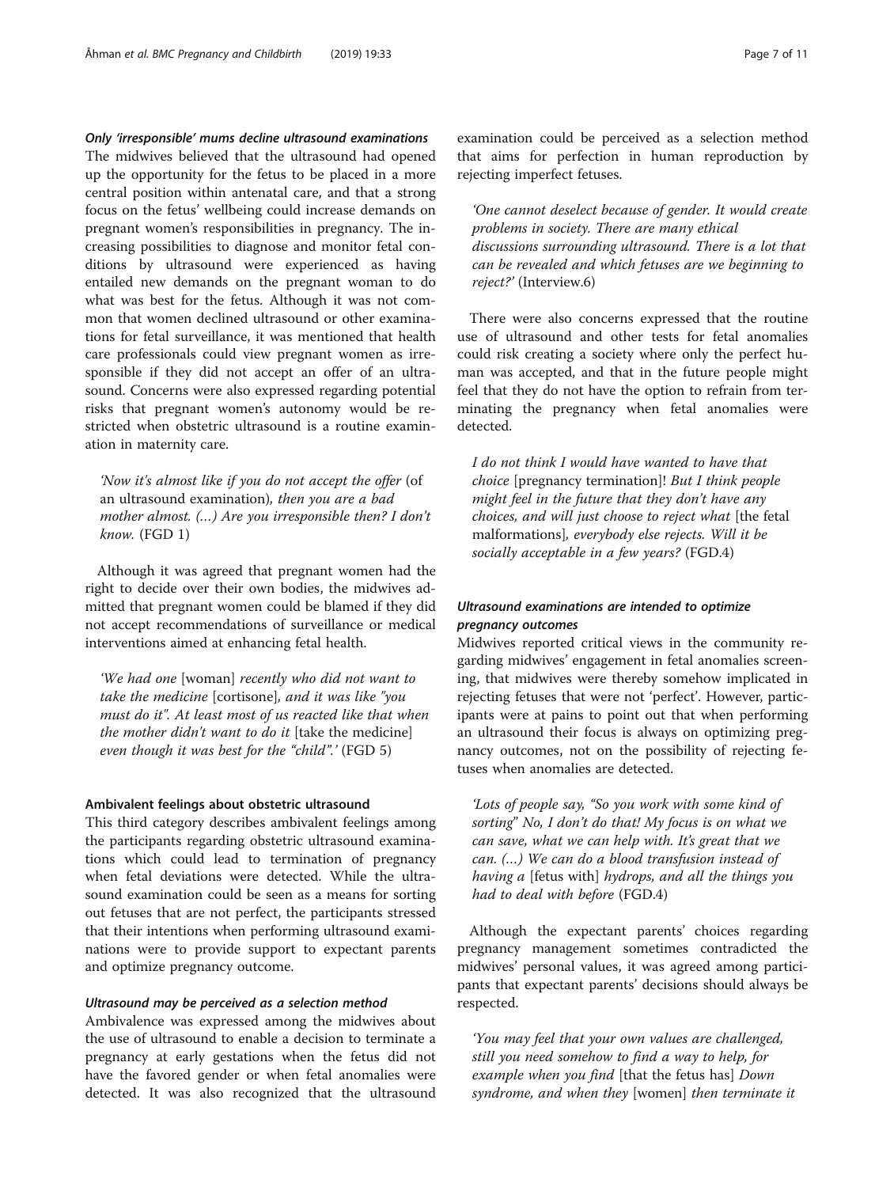#### *Only 'irresponsible' mums decline ultrasound examinations*

The midwives believed that the ultrasound had opened up the opportunity for the fetus to be placed in a more central position within antenatal care, and that a strong focus on the fetus' wellbeing could increase demands on pregnant women's responsibilities in pregnancy. The increasing possibilities to diagnose and monitor fetal conditions by ultrasound were experienced as having entailed new demands on the pregnant woman to do what was best for the fetus. Although it was not common that women declined ultrasound or other examinations for fetal surveillance, it was mentioned that health care professionals could view pregnant women as irresponsible if they did not accept an offer of an ultrasound. Concerns were also expressed regarding potential risks that pregnant women's autonomy would be restricted when obstetric ultrasound is a routine examination in maternity care.

> *'Now it's almost like if you do not accept the offer* (of an ultrasound examination), *then you are a bad mother almost. (…) Are you irresponsible then? I don't know.* (FGD 1)

Although it was agreed that pregnant women had the right to decide over their own bodies, the midwives admitted that pregnant women could be blamed if they did not accept recommendations of surveillance or medical interventions aimed at enhancing fetal health.

> *'We had one* [woman] *recently who did not want to take the medicine* [cortisone]*, and it was like "you must do it". At least most of us reacted like that when the mother didn't want to do it* [take the medicine] *even though it was best for the "child".'* (FGD 5)

### Ambivalent feelings about obstetric ultrasound

This third category describes ambivalent feelings among the participants regarding obstetric ultrasound examinations which could lead to termination of pregnancy when fetal deviations were detected. While the ultrasound examination could be seen as a means for sorting out fetuses that are not perfect, the participants stressed that their intentions when performing ultrasound examinations were to provide support to expectant parents and optimize pregnancy outcome.

#### *Ultrasound may be perceived as a selection method*

Ambivalence was expressed among the midwives about the use of ultrasound to enable a decision to terminate a pregnancy at early gestations when the fetus did not have the favored gender or when fetal anomalies were detected. It was also recognized that the ultrasound examination could be perceived as a selection method that aims for perfection in human reproduction by rejecting imperfect fetuses.

> *'One cannot deselect because of gender. It would create problems in society. There are many ethical discussions surrounding ultrasound. There is a lot that can be revealed and which fetuses are we beginning to reject?'* (Interview.6)

There were also concerns expressed that the routine use of ultrasound and other tests for fetal anomalies could risk creating a society where only the perfect human was accepted, and that in the future people might feel that they do not have the option to refrain from terminating the pregnancy when fetal anomalies were detected.

> *I do not think I would have wanted to have that choice* [pregnancy termination]*! But I think people might feel in the future that they don't have any choices, and will just choose to reject what* [the fetal malformations]*, everybody else rejects. Will it be socially acceptable in a few years?* (FGD.4)

#### *Ultrasound examinations are intended to optimize pregnancy outcomes*

Midwives reported critical views in the community regarding midwives' engagement in fetal anomalies screening, that midwives were thereby somehow implicated in rejecting fetuses that were not 'perfect'. However, participants were at pains to point out that when performing an ultrasound their focus is always on optimizing pregnancy outcomes, not on the possibility of rejecting fetuses when anomalies are detected.

> *'Lots of people say, "So you work with some kind of sorting" No, I don't do that! My focus is on what we can save, what we can help with. It's great that we can. (…) We can do a blood transfusion instead of having a* [fetus with] *hydrops, and all the things you had to deal with before* (FGD.4)

Although the expectant parents' choices regarding pregnancy management sometimes contradicted the midwives' personal values, it was agreed among participants that expectant parents' decisions should always be respected.

> *'You may feel that your own values are challenged, still you need somehow to find a way to help, for example when you find* [that the fetus has] *Down syndrome, and when they* [women] *then terminate it*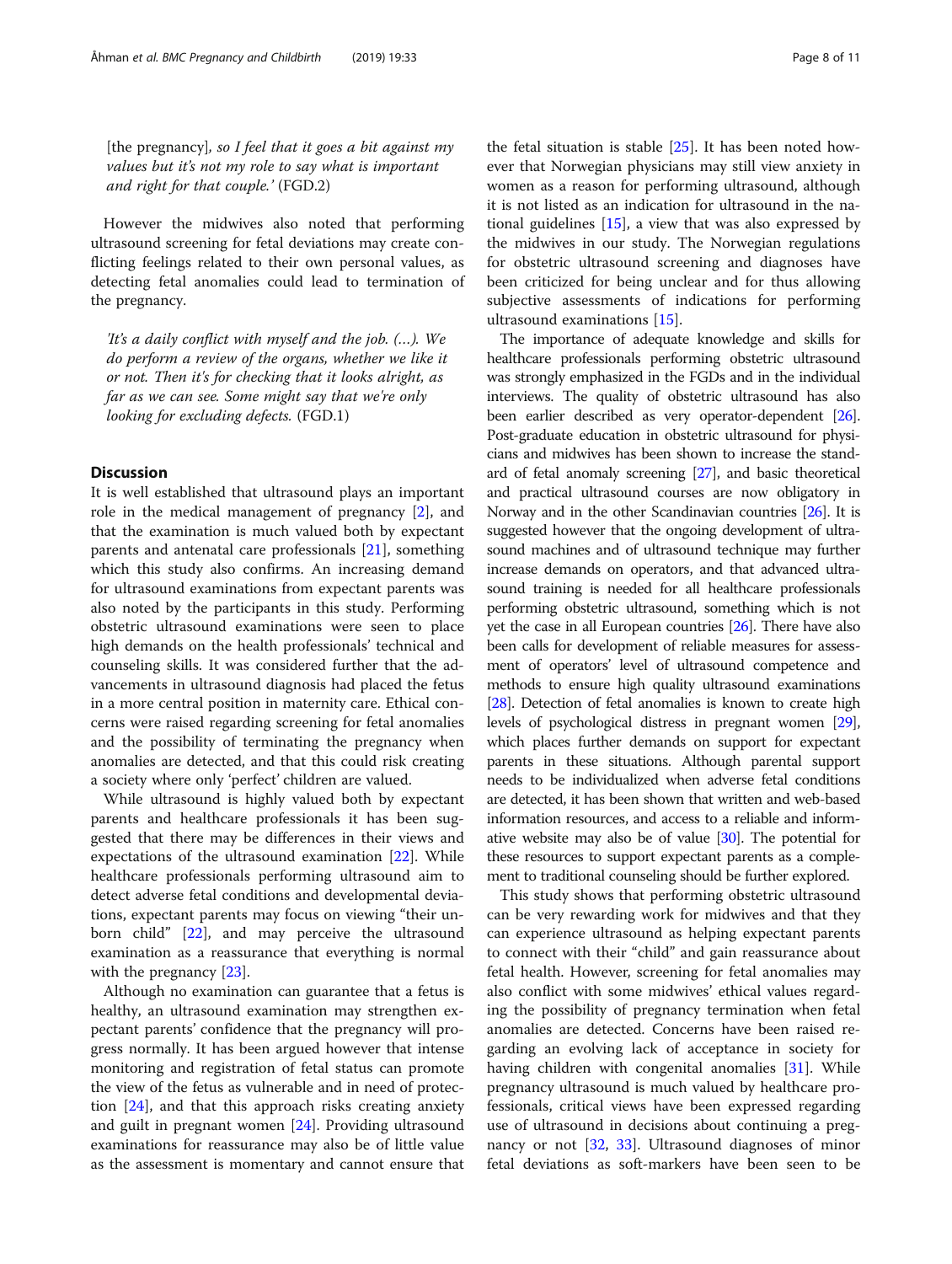[the pregnancy], *so I feel that it goes a bit against my values but it's not my role to say what is important and right for that couple.'* (FGD.2)

However the midwives also noted that performing ultrasound screening for fetal deviations may create conflicting feelings related to their own personal values, as detecting fetal anomalies could lead to termination of the pregnancy.

> *'It's a daily conflict with myself and the job. (…). We do perform a review of the organs, whether we like it or not. Then it's for checking that it looks alright, as far as we can see. Some might say that we're only looking for excluding defects.* (FGD.1)

## Discussion

It is well established that ultrasound plays an important role in the medical management of pregnancy [2], and that the examination is much valued both by expectant parents and antenatal care professionals [21], something which this study also confirms. An increasing demand for ultrasound examinations from expectant parents was also noted by the participants in this study. Performing obstetric ultrasound examinations were seen to place high demands on the health professionals' technical and counseling skills. It was considered further that the advancements in ultrasound diagnosis had placed the fetus in a more central position in maternity care. Ethical concerns were raised regarding screening for fetal anomalies and the possibility of terminating the pregnancy when anomalies are detected, and that this could risk creating a society where only 'perfect' children are valued.

While ultrasound is highly valued both by expectant parents and healthcare professionals it has been suggested that there may be differences in their views and expectations of the ultrasound examination [22]. While healthcare professionals performing ultrasound aim to detect adverse fetal conditions and developmental deviations, expectant parents may focus on viewing "their unborn child" [22], and may perceive the ultrasound examination as a reassurance that everything is normal with the pregnancy [23].

Although no examination can guarantee that a fetus is healthy, an ultrasound examination may strengthen expectant parents' confidence that the pregnancy will progress normally. It has been argued however that intense monitoring and registration of fetal status can promote the view of the fetus as vulnerable and in need of protection [24], and that this approach risks creating anxiety and guilt in pregnant women [24]. Providing ultrasound examinations for reassurance may also be of little value as the assessment is momentary and cannot ensure that the fetal situation is stable [25]. It has been noted however that Norwegian physicians may still view anxiety in women as a reason for performing ultrasound, although it is not listed as an indication for ultrasound in the national guidelines [15], a view that was also expressed by the midwives in our study. The Norwegian regulations for obstetric ultrasound screening and diagnoses have been criticized for being unclear and for thus allowing subjective assessments of indications for performing ultrasound examinations [15].

The importance of adequate knowledge and skills for healthcare professionals performing obstetric ultrasound was strongly emphasized in the FGDs and in the individual interviews. The quality of obstetric ultrasound has also been earlier described as very operator-dependent [26]. Post-graduate education in obstetric ultrasound for physicians and midwives has been shown to increase the standard of fetal anomaly screening [27], and basic theoretical and practical ultrasound courses are now obligatory in Norway and in the other Scandinavian countries [26]. It is suggested however that the ongoing development of ultrasound machines and of ultrasound technique may further increase demands on operators, and that advanced ultrasound training is needed for all healthcare professionals performing obstetric ultrasound, something which is not yet the case in all European countries [26]. There have also been calls for development of reliable measures for assessment of operators' level of ultrasound competence and methods to ensure high quality ultrasound examinations [28]. Detection of fetal anomalies is known to create high levels of psychological distress in pregnant women [29], which places further demands on support for expectant parents in these situations. Although parental support needs to be individualized when adverse fetal conditions are detected, it has been shown that written and web-based information resources, and access to a reliable and informative website may also be of value [30]. The potential for these resources to support expectant parents as a complement to traditional counseling should be further explored.

This study shows that performing obstetric ultrasound can be very rewarding work for midwives and that they can experience ultrasound as helping expectant parents to connect with their "child" and gain reassurance about fetal health. However, screening for fetal anomalies may also conflict with some midwives' ethical values regarding the possibility of pregnancy termination when fetal anomalies are detected. Concerns have been raised regarding an evolving lack of acceptance in society for having children with congenital anomalies [31]. While pregnancy ultrasound is much valued by healthcare professionals, critical views have been expressed regarding use of ultrasound in decisions about continuing a pregnancy or not [32, 33]. Ultrasound diagnoses of minor fetal deviations as soft-markers have been seen to be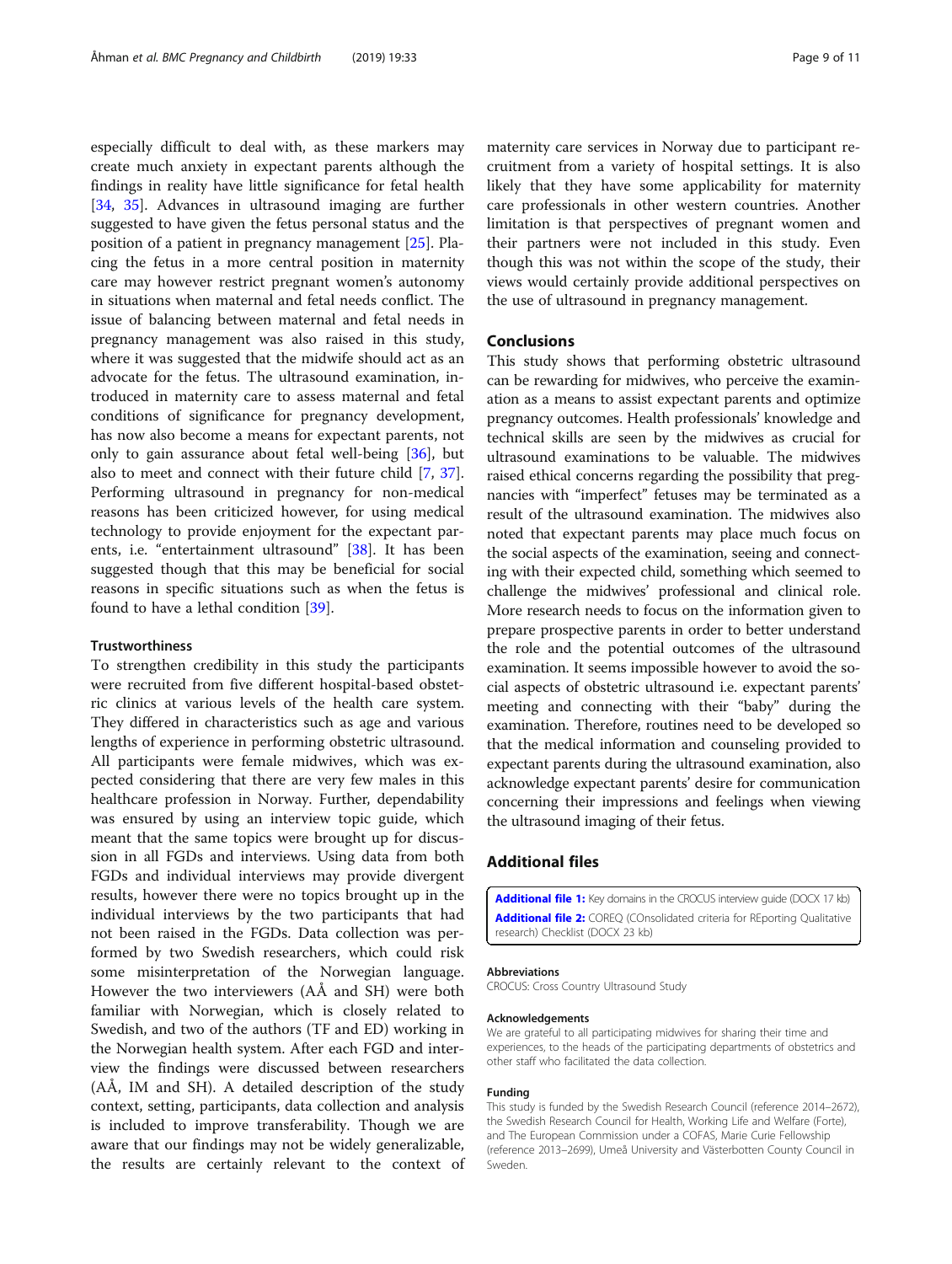especially difficult to deal with, as these markers may create much anxiety in expectant parents although the findings in reality have little significance for fetal health [34, 35]. Advances in ultrasound imaging are further suggested to have given the fetus personal status and the position of a patient in pregnancy management [25]. Placing the fetus in a more central position in maternity care may however restrict pregnant women's autonomy in situations when maternal and fetal needs conflict. The issue of balancing between maternal and fetal needs in pregnancy management was also raised in this study, where it was suggested that the midwife should act as an advocate for the fetus. The ultrasound examination, introduced in maternity care to assess maternal and fetal conditions of significance for pregnancy development, has now also become a means for expectant parents, not only to gain assurance about fetal well-being [36], but also to meet and connect with their future child [7, 37]. Performing ultrasound in pregnancy for non-medical reasons has been criticized however, for using medical technology to provide enjoyment for the expectant parents, i.e. "entertainment ultrasound" [38]. It has been suggested though that this may be beneficial for social reasons in specific situations such as when the fetus is found to have a lethal condition [39].

### Trustworthiness

To strengthen credibility in this study the participants were recruited from five different hospital-based obstetric clinics at various levels of the health care system. They differed in characteristics such as age and various lengths of experience in performing obstetric ultrasound. All participants were female midwives, which was expected considering that there are very few males in this healthcare profession in Norway. Further, dependability was ensured by using an interview topic guide, which meant that the same topics were brought up for discussion in all FGDs and interviews. Using data from both FGDs and individual interviews may provide divergent results, however there were no topics brought up in the individual interviews by the two participants that had not been raised in the FGDs. Data collection was performed by two Swedish researchers, which could risk some misinterpretation of the Norwegian language. However the two interviewers (AÅ and SH) were both familiar with Norwegian, which is closely related to Swedish, and two of the authors (TF and ED) working in the Norwegian health system. After each FGD and interview the findings were discussed between researchers (AÅ, IM and SH). A detailed description of the study context, setting, participants, data collection and analysis is included to improve transferability. Though we are aware that our findings may not be widely generalizable, the results are certainly relevant to the context of maternity care services in Norway due to participant recruitment from a variety of hospital settings. It is also likely that they have some applicability for maternity care professionals in other western countries. Another limitation is that perspectives of pregnant women and their partners were not included in this study. Even though this was not within the scope of the study, their views would certainly provide additional perspectives on the use of ultrasound in pregnancy management.

## Conclusions

This study shows that performing obstetric ultrasound can be rewarding for midwives, who perceive the examination as a means to assist expectant parents and optimize pregnancy outcomes. Health professionals' knowledge and technical skills are seen by the midwives as crucial for ultrasound examinations to be valuable. The midwives raised ethical concerns regarding the possibility that pregnancies with "imperfect" fetuses may be terminated as a result of the ultrasound examination. The midwives also noted that expectant parents may place much focus on the social aspects of the examination, seeing and connecting with their expected child, something which seemed to challenge the midwives' professional and clinical role. More research needs to focus on the information given to prepare prospective parents in order to better understand the role and the potential outcomes of the ultrasound examination. It seems impossible however to avoid the social aspects of obstetric ultrasound i.e. expectant parents' meeting and connecting with their "baby" during the examination. Therefore, routines need to be developed so that the medical information and counseling provided to expectant parents during the ultrasound examination, also acknowledge expectant parents' desire for communication concerning their impressions and feelings when viewing the ultrasound imaging of their fetus.

## Additional files

**Additional file 1:** Key domains in the CROCUS interview guide (DOCX 17 kb)
**Additional file 2:** COREQ (COnsolidated criteria for REporting Qualitative research) Checklist (DOCX 23 kb)

### Abbreviations

CROCUS: Cross Country Ultrasound Study

### Acknowledgements

We are grateful to all participating midwives for sharing their time and experiences, to the heads of the participating departments of obstetrics and other staff who facilitated the data collection.

### Funding

This study is funded by the Swedish Research Council (reference 2014–2672), the Swedish Research Council for Health, Working Life and Welfare (Forte), and The European Commission under a COFAS, Marie Curie Fellowship (reference 2013–2699), Umeå University and Västerbotten County Council in Sweden.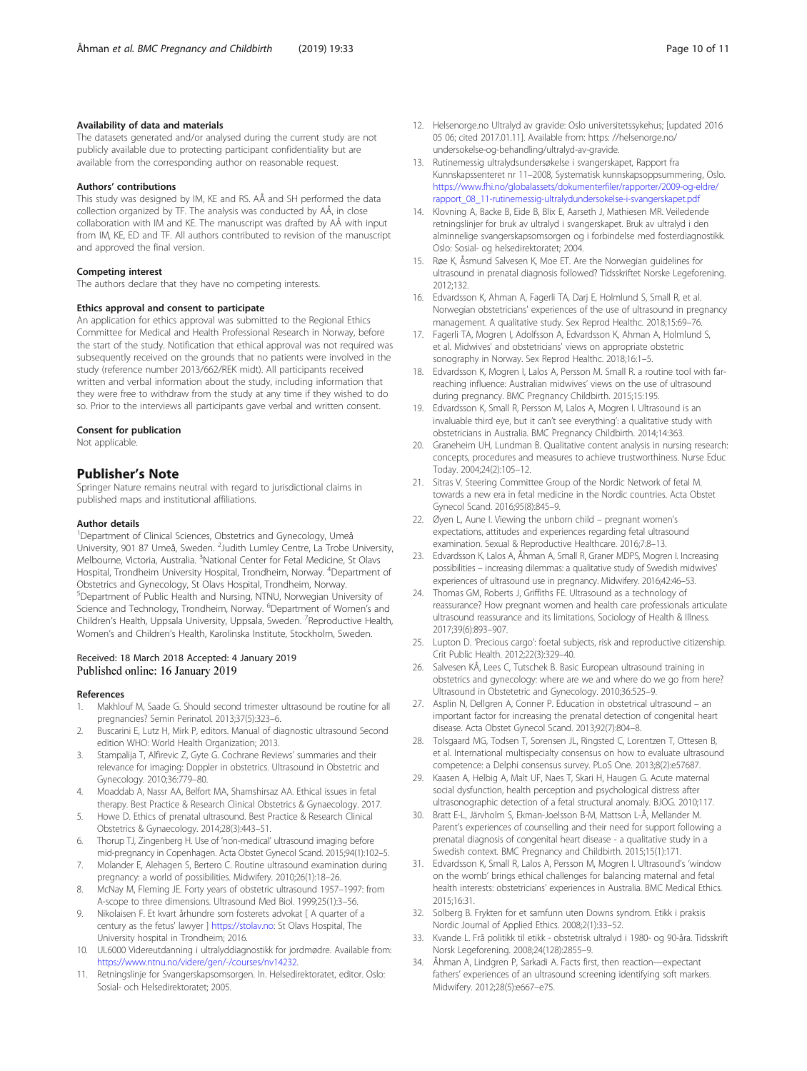### Availability of data and materials

The datasets generated and/or analysed during the current study are not publicly available due to protecting participant confidentiality but are available from the corresponding author on reasonable request.

### Authors' contributions

This study was designed by IM, KE and RS. AÅ and SH performed the data collection organized by TF. The analysis was conducted by AÅ, in close collaboration with IM and KE. The manuscript was drafted by AÅ with input from IM, KE, ED and TF. All authors contributed to revision of the manuscript and approved the final version.

### Competing interest

The authors declare that they have no competing interests.

### Ethics approval and consent to participate

An application for ethics approval was submitted to the Regional Ethics Committee for Medical and Health Professional Research in Norway, before the start of the study. Notification that ethical approval was not required was subsequently received on the grounds that no patients were involved in the study (reference number 2013/662/REK midt). All participants received written and verbal information about the study, including information that they were free to withdraw from the study at any time if they wished to do so. Prior to the interviews all participants gave verbal and written consent.

### Consent for publication

Not applicable.

## Publisher's Note

Springer Nature remains neutral with regard to jurisdictional claims in published maps and institutional affiliations.

### Author details

[1]Department of Clinical Sciences, Obstetrics and Gynecology, Umeå University, 901 87 Umeå, Sweden. [2]Judith Lumley Centre, La Trobe University, Melbourne, Victoria, Australia. [3]National Center for Fetal Medicine, St Olavs Hospital, Trondheim University Hospital, Trondheim, Norway. [4]Department of Obstetrics and Gynecology, St Olavs Hospital, Trondheim, Norway. [5]Department of Public Health and Nursing, NTNU, Norwegian University of Science and Technology, Trondheim, Norway. [6]Department of Women's and Children's Health, Uppsala University, Uppsala, Sweden. [7]Reproductive Health, Women's and Children's Health, Karolinska Institute, Stockholm, Sweden.

Received: 18 March 2018 Accepted: 4 January 2019
Published online: 16 January 2019

### References

1. Makhlouf M, Saade G. Should second trimester ultrasound be routine for all pregnancies? Semin Perinatol. 2013;37(5):323–6.
2. Buscarini E, Lutz H, Mirk P, editors. Manual of diagnostic ultrasound Second edition WHO: World Health Organization; 2013.
3. Stampalija T, Alfirevic Z, Gyte G. Cochrane Reviews' summaries and their relevance for imaging: Doppler in obstetrics. Ultrasound in Obstetric and Gynecology. 2010;36:779–80.
4. Moaddab A, Nassr AA, Belfort MA, Shamshirsaz AA. Ethical issues in fetal therapy. Best Practice & Research Clinical Obstetrics & Gynaecology. 2017.
5. Howe D. Ethics of prenatal ultrasound. Best Practice & Research Clinical Obstetrics & Gynaecology. 2014;28(3):443–51.
6. Thorup TJ, Zingenberg H. Use of 'non-medical' ultrasound imaging before mid-pregnancy in Copenhagen. Acta Obstet Gynecol Scand. 2015;94(1):102–5.
7. Molander E, Alehagen S, Bertero C. Routine ultrasound examination during pregnancy: a world of possibilities. Midwifery. 2010;26(1):18–26.
8. McNay M, Fleming JE. Forty years of obstetric ultrasound 1957–1997: from A-scope to three dimensions. Ultrasound Med Biol. 1999;25(1):3–56.
9. Nikolaisen F. Et kvart århundre som fosterets advokat [ A quarter of a century as the fetus' lawyer ] https://stolav.no: St Olavs Hospital, The University hospital in Trondheim; 2016.
10. UL6000 Videreutdanning i ultralyddiagnostikk for jordmødre. Available from: https://www.ntnu.no/videre/gen/-/courses/nv14232.
11. Retningslinje for Svangerskapsomsorgen. In. Helsedirektoratet, editor. Oslo: Sosial- och Helsedirektoratet; 2005.
12. Helsenorge.no Ultralyd av gravide: Oslo universitetssykehus; [updated 2016 05 06; cited 2017.01.11]. Available from: https: //helsenorge.no/undersokelse-og-behandling/ultralyd-av-gravide.
13. Rutinemessig ultralydsundersøkelse i svangerskapet, Rapport fra Kunnskapssenteret nr 11–2008, Systematisk kunnskapsoppsummering, Oslo. https://www.fhi.no/globalassets/dokumenterfiler/rapporter/2009-og-eldre/rapport_08_11-rutinemessig-ultralydundersokelse-i-svangerskapet.pdf
14. Klovning A, Backe B, Eide B, Blix E, Aarseth J, Mathiesen MR. Veiledende retningslinjer for bruk av ultralyd i svangerskapet. Bruk av ultralyd i den alminnelige svangerskapsomsorgen og i forbindelse med fosterdiagnostikk. Oslo: Sosial- og helsedirektoratet; 2004.
15. Røe K, Åsmund Salvesen K, Moe ET. Are the Norwegian guidelines for ultrasound in prenatal diagnosis followed? Tidsskriftet Norske Legeforening. 2012;132.
16. Edvardsson K, Ahman A, Fagerli TA, Darj E, Holmlund S, Small R, et al. Norwegian obstetricians' experiences of the use of ultrasound in pregnancy management. A qualitative study. Sex Reprod Healthc. 2018;15:69–76.
17. Fagerli TA, Mogren I, Adolfsson A, Edvardsson K, Ahman A, Holmlund S, et al. Midwives' and obstetricians' views on appropriate obstetric sonography in Norway. Sex Reprod Healthc. 2018;16:1–5.
18. Edvardsson K, Mogren I, Lalos A, Persson M. Small R. a routine tool with far-reaching influence: Australian midwives' views on the use of ultrasound during pregnancy. BMC Pregnancy Childbirth. 2015;15:195.
19. Edvardsson K, Small R, Persson M, Lalos A, Mogren I. Ultrasound is an invaluable third eye, but it can't see everything': a qualitative study with obstetricians in Australia. BMC Pregnancy Childbirth. 2014;14:363.
20. Graneheim UH, Lundman B. Qualitative content analysis in nursing research: concepts, procedures and measures to achieve trustworthiness. Nurse Educ Today. 2004;24(2):105–12.
21. Sitras V. Steering Committee Group of the Nordic Network of fetal M. towards a new era in fetal medicine in the Nordic countries. Acta Obstet Gynecol Scand. 2016;95(8):845–9.
22. Øyen L, Aune I. Viewing the unborn child – pregnant women's expectations, attitudes and experiences regarding fetal ultrasound examination. Sexual & Reproductive Healthcare. 2016;7:8–13.
23. Edvardsson K, Lalos A, Åhman A, Small R, Graner MDPS, Mogren I. Increasing possibilities – increasing dilemmas: a qualitative study of Swedish midwives' experiences of ultrasound use in pregnancy. Midwifery. 2016;42:46–53.
24. Thomas GM, Roberts J, Griffiths FE. Ultrasound as a technology of reassurance? How pregnant women and health care professionals articulate ultrasound reassurance and its limitations. Sociology of Health & Illness. 2017;39(6):893–907.
25. Lupton D. 'Precious cargo': foetal subjects, risk and reproductive citizenship. Crit Public Health. 2012;22(3):329–40.
26. Salvesen KÅ, Lees C, Tutschek B. Basic European ultrasound training in obstetrics and gynecology: where are we and where do we go from here? Ultrasound in Obstetetric and Gynecology. 2010;36:525–9.
27. Asplin N, Dellgren A, Conner P. Education in obstetrical ultrasound – an important factor for increasing the prenatal detection of congenital heart disease. Acta Obstet Gynecol Scand. 2013;92(7):804–8.
28. Tolsgaard MG, Todsen T, Sorensen JL, Ringsted C, Lorentzen T, Ottesen B, et al. International multispecialty consensus on how to evaluate ultrasound competence: a Delphi consensus survey. PLoS One. 2013;8(2):e57687.
29. Kaasen A, Helbig A, Malt UF, Naes T, Skari H, Haugen G. Acute maternal social dysfunction, health perception and psychological distress after ultrasonographic detection of a fetal structural anomaly. BJOG. 2010;117.
30. Bratt E-L, Järvholm S, Ekman-Joelsson B-M, Mattson L-Å, Mellander M. Parent's experiences of counselling and their need for support following a prenatal diagnosis of congenital heart disease - a qualitative study in a Swedish context. BMC Pregnancy and Childbirth. 2015;15(1):171.
31. Edvardsson K, Small R, Lalos A, Persson M, Mogren I. Ultrasound's 'window on the womb' brings ethical challenges for balancing maternal and fetal health interests: obstetricians' experiences in Australia. BMC Medical Ethics. 2015;16:31.
32. Solberg B. Frykten for et samfunn uten Downs syndrom. Etikk i praksis Nordic Journal of Applied Ethics. 2008;2(1):33–52.
33. Kvande L. Frå politikk til etikk - obstetrisk ultralyd i 1980- og 90-åra. Tidsskrift Norsk Legeforening. 2008;24(128):2855–9.
34. Åhman A, Lindgren P, Sarkadi A. Facts first, then reaction—expectant fathers' experiences of an ultrasound screening identifying soft markers. Midwifery. 2012;28(5):e667–e75.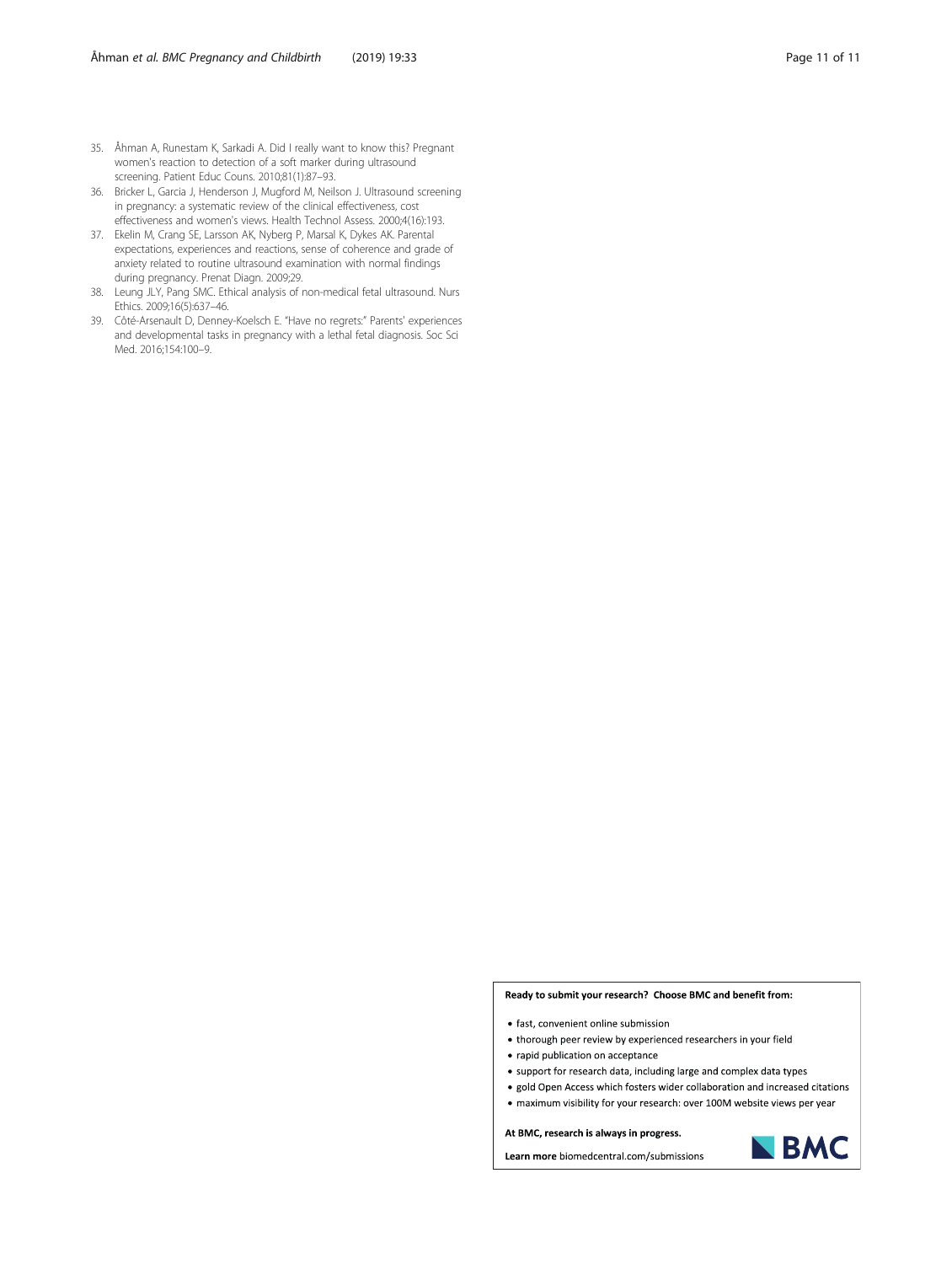35. Åhman A, Runestam K, Sarkadi A. Did I really want to know this? Pregnant women's reaction to detection of a soft marker during ultrasound screening. Patient Educ Couns. 2010;81(1):87–93.
36. Bricker L, Garcia J, Henderson J, Mugford M, Neilson J. Ultrasound screening in pregnancy: a systematic review of the clinical effectiveness, cost effectiveness and women's views. Health Technol Assess. 2000;4(16):193.
37. Ekelin M, Crang SE, Larsson AK, Nyberg P, Marsal K, Dykes AK. Parental expectations, experiences and reactions, sense of coherence and grade of anxiety related to routine ultrasound examination with normal findings during pregnancy. Prenat Diagn. 2009;29.
38. Leung JLY, Pang SMC. Ethical analysis of non-medical fetal ultrasound. Nurs Ethics. 2009;16(5):637–46.
39. Côté-Arsenault D, Denney-Koelsch E. "Have no regrets:" Parents' experiences and developmental tasks in pregnancy with a lethal fetal diagnosis. Soc Sci Med. 2016;154:100–9.

**Ready to submit your research? Choose BMC and benefit from:**

- fast, convenient online submission
- thorough peer review by experienced researchers in your field
- rapid publication on acceptance
- support for research data, including large and complex data types
- gold Open Access which fosters wider collaboration and increased citations
- maximum visibility for your research: over 100M website views per year

**At BMC, research is always in progress.**

**Learn more** biomedcentral.com/submissions